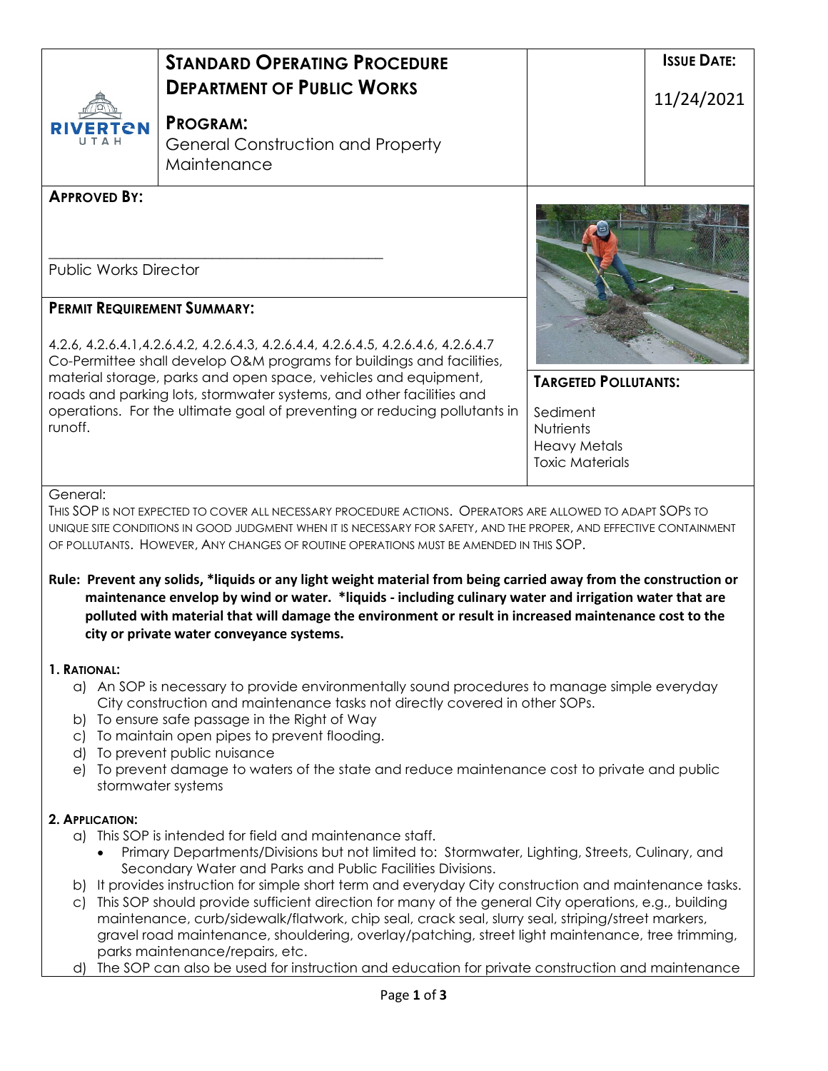| | **STANDARD OPERATING PROCEDURE** **DEPARTMENT OF PUBLIC WORKS** | | **ISSUE DATE:** |
|---|---|---|---|
| RIVERTON UTAH | **PROGRAM:** General Construction and Property Maintenance | | 11/24/2021 |

**APPROVED BY:**

\_\_\_\_\_\_\_\_\_\_\_\_\_\_\_\_\_\_\_\_\_\_\_\_\_\_\_\_\_\_\_\_\_\_\_\_\_\_\_\_\_\_\_\_

Public Works Director

**PERMIT REQUIREMENT SUMMARY:**

4.2.6, 4.2.6.4.1,4.2.6.4.2, 4.2.6.4.3, 4.2.6.4.4, 4.2.6.4.5, 4.2.6.4.6, 4.2.6.4.7 Co-Permittee shall develop O&M programs for buildings and facilities, material storage, parks and open space, vehicles and equipment, roads and parking lots, stormwater systems, and other facilities and operations. For the ultimate goal of preventing or reducing pollutants in runoff.

**TARGETED POLLUTANTS:**

Sediment
Nutrients
Heavy Metals
Toxic Materials

General:

THIS SOP IS NOT EXPECTED TO COVER ALL NECESSARY PROCEDURE ACTIONS. OPERATORS ARE ALLOWED TO ADAPT SOPS TO UNIQUE SITE CONDITIONS IN GOOD JUDGMENT WHEN IT IS NECESSARY FOR SAFETY, AND THE PROPER, AND EFFECTIVE CONTAINMENT OF POLLUTANTS. HOWEVER, ANY CHANGES OF ROUTINE OPERATIONS MUST BE AMENDED IN THIS SOP.

**Rule: Prevent any solids, *liquids or any light weight material from being carried away from the construction or maintenance envelop by wind or water. *liquids - including culinary water and irrigation water that are polluted with material that will damage the environment or result in increased maintenance cost to the city or private water conveyance systems.**

**1. RATIONAL:**

a) An SOP is necessary to provide environmentally sound procedures to manage simple everyday City construction and maintenance tasks not directly covered in other SOPs.
b) To ensure safe passage in the Right of Way
c) To maintain open pipes to prevent flooding.
d) To prevent public nuisance
e) To prevent damage to waters of the state and reduce maintenance cost to private and public stormwater systems

**2. APPLICATION:**

a) This SOP is intended for field and maintenance staff.
   - Primary Departments/Divisions but not limited to: Stormwater, Lighting, Streets, Culinary, and Secondary Water and Parks and Public Facilities Divisions.
b) It provides instruction for simple short term and everyday City construction and maintenance tasks.
c) This SOP should provide sufficient direction for many of the general City operations, e.g., building maintenance, curb/sidewalk/flatwork, chip seal, crack seal, slurry seal, striping/street markers, gravel road maintenance, shouldering, overlay/patching, street light maintenance, tree trimming, parks maintenance/repairs, etc.
d) The SOP can also be used for instruction and education for private construction and maintenance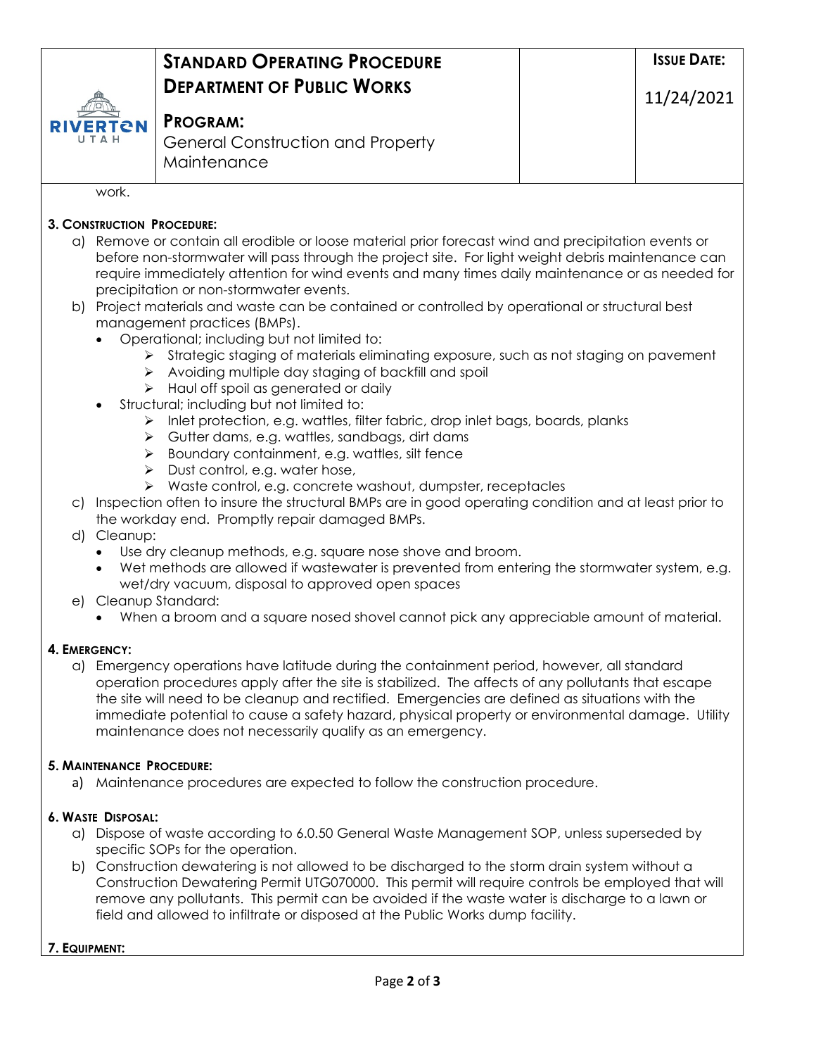work.

**3. CONSTRUCTION PROCEDURE:**

a) Remove or contain all erodible or loose material prior forecast wind and precipitation events or before non-stormwater will pass through the project site. For light weight debris maintenance can require immediately attention for wind events and many times daily maintenance or as needed for precipitation or non-stormwater events.

b) Project materials and waste can be contained or controlled by operational or structural best management practices (BMPs).
   - Operational; including but not limited to:
     - Strategic staging of materials eliminating exposure, such as not staging on pavement
     - Avoiding multiple day staging of backfill and spoil
     - Haul off spoil as generated or daily
   - Structural; including but not limited to:
     - Inlet protection, e.g. wattles, filter fabric, drop inlet bags, boards, planks
     - Gutter dams, e.g. wattles, sandbags, dirt dams
     - Boundary containment, e.g. wattles, silt fence
     - Dust control, e.g. water hose,
     - Waste control, e.g. concrete washout, dumpster, receptacles

c) Inspection often to insure the structural BMPs are in good operating condition and at least prior to the workday end. Promptly repair damaged BMPs.

d) Cleanup:
   - Use dry cleanup methods, e.g. square nose shove and broom.
   - Wet methods are allowed if wastewater is prevented from entering the stormwater system, e.g. wet/dry vacuum, disposal to approved open spaces

e) Cleanup Standard:
   - When a broom and a square nosed shovel cannot pick any appreciable amount of material.

**4. EMERGENCY:**

a) Emergency operations have latitude during the containment period, however, all standard operation procedures apply after the site is stabilized. The affects of any pollutants that escape the site will need to be cleanup and rectified. Emergencies are defined as situations with the immediate potential to cause a safety hazard, physical property or environmental damage. Utility maintenance does not necessarily qualify as an emergency.

**5. MAINTENANCE PROCEDURE:**

a) Maintenance procedures are expected to follow the construction procedure.

**6. WASTE DISPOSAL:**

a) Dispose of waste according to 6.0.50 General Waste Management SOP, unless superseded by specific SOPs for the operation.

b) Construction dewatering is not allowed to be discharged to the storm drain system without a Construction Dewatering Permit UTG070000. This permit will require controls be employed that will remove any pollutants. This permit can be avoided if the waste water is discharge to a lawn or field and allowed to infiltrate or disposed at the Public Works dump facility.

**7. EQUIPMENT:**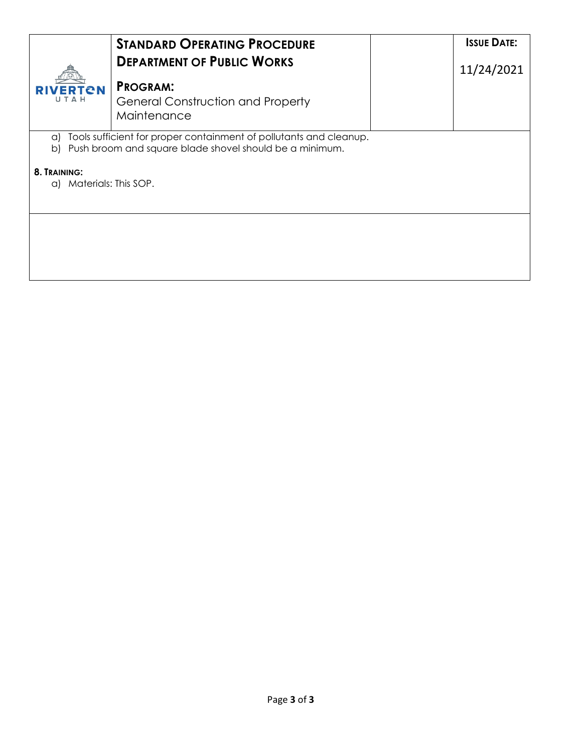| | STANDARD OPERATING PROCEDURE<br>DEPARTMENT OF PUBLIC WORKS<br><br>PROGRAM:<br>General Construction and Property Maintenance | | ISSUE DATE:<br><br>11/24/2021 |
|---|---|---|---|

a) Tools sufficient for proper containment of pollutants and cleanup.
b) Push broom and square blade shovel should be a minimum.

**8. TRAINING:**

a) Materials: This SOP.